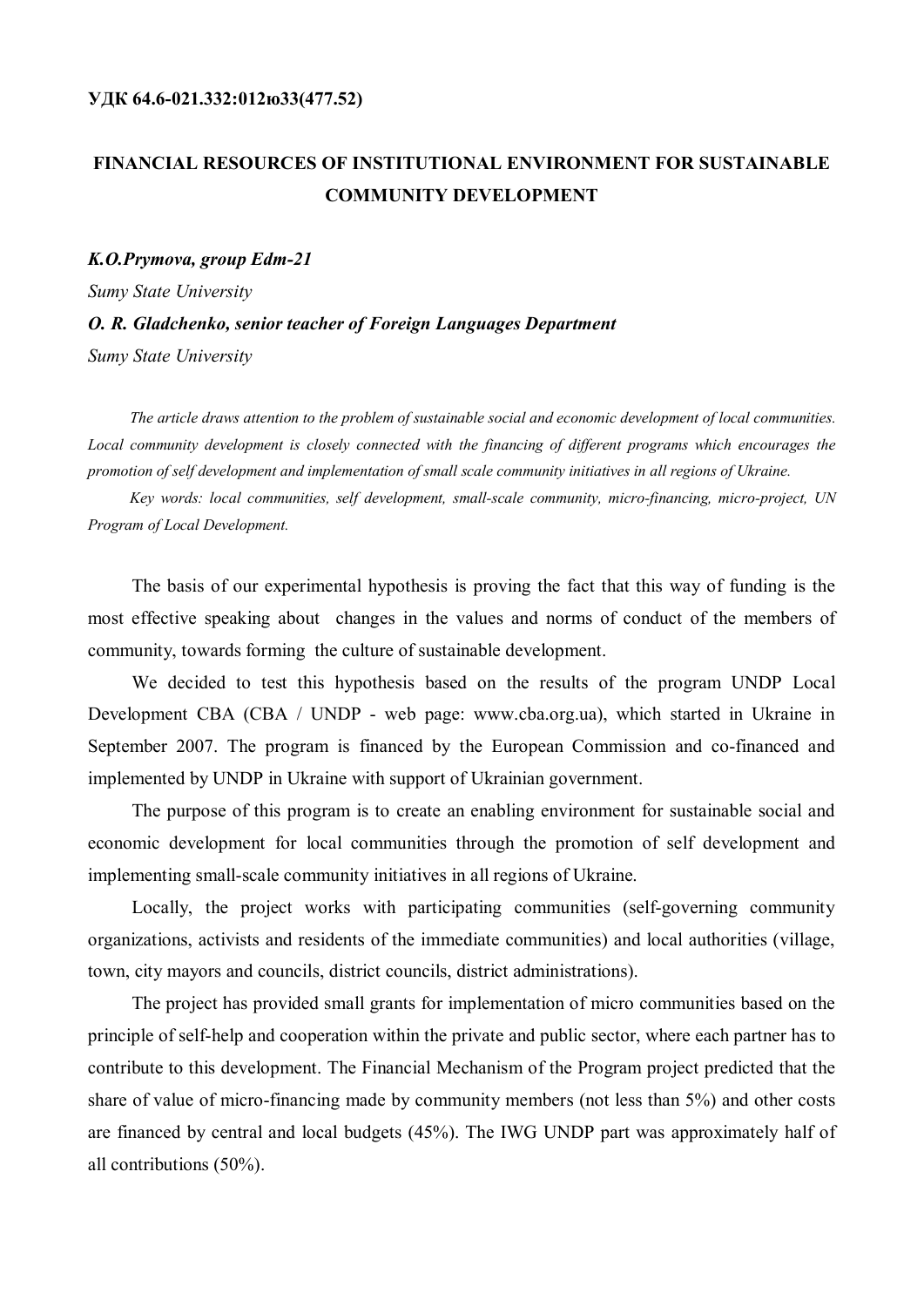**УДК 64.6-021.332:012ю33(477.52)**

# FINANCIAL RESOURCES OF INSTITUTIONAL ENVIRONMENT FOR SUSTAINABLE COMMUNITY DEVELOPMENT

***K.O.Prymova, group Edm-21***

*Sumy State University*

***O. R. Gladchenko, senior teacher of Foreign Languages Department***

*Sumy State University*

*The article draws attention to the problem of sustainable social and economic development of local communities. Local community development is closely connected with the financing of different programs which encourages the promotion of self development and implementation of small scale community initiatives in all regions of Ukraine.*

*Key words: local communities, self development, small-scale community, micro-financing, micro-project, UN Program of Local Development.*

The basis of our experimental hypothesis is proving the fact that this way of funding is the most effective speaking about changes in the values and norms of conduct of the members of community, towards forming the culture of sustainable development.

We decided to test this hypothesis based on the results of the program UNDP Local Development CBA (CBA / UNDP - web page: www.cba.org.ua), which started in Ukraine in September 2007. The program is financed by the European Commission and co-financed and implemented by UNDP in Ukraine with support of Ukrainian government.

The purpose of this program is to create an enabling environment for sustainable social and economic development for local communities through the promotion of self development and implementing small-scale community initiatives in all regions of Ukraine.

Locally, the project works with participating communities (self-governing community organizations, activists and residents of the immediate communities) and local authorities (village, town, city mayors and councils, district councils, district administrations).

The project has provided small grants for implementation of micro communities based on the principle of self-help and cooperation within the private and public sector, where each partner has to contribute to this development. The Financial Mechanism of the Program project predicted that the share of value of micro-financing made by community members (not less than 5%) and other costs are financed by central and local budgets (45%). The IWG UNDP part was approximately half of all contributions (50%).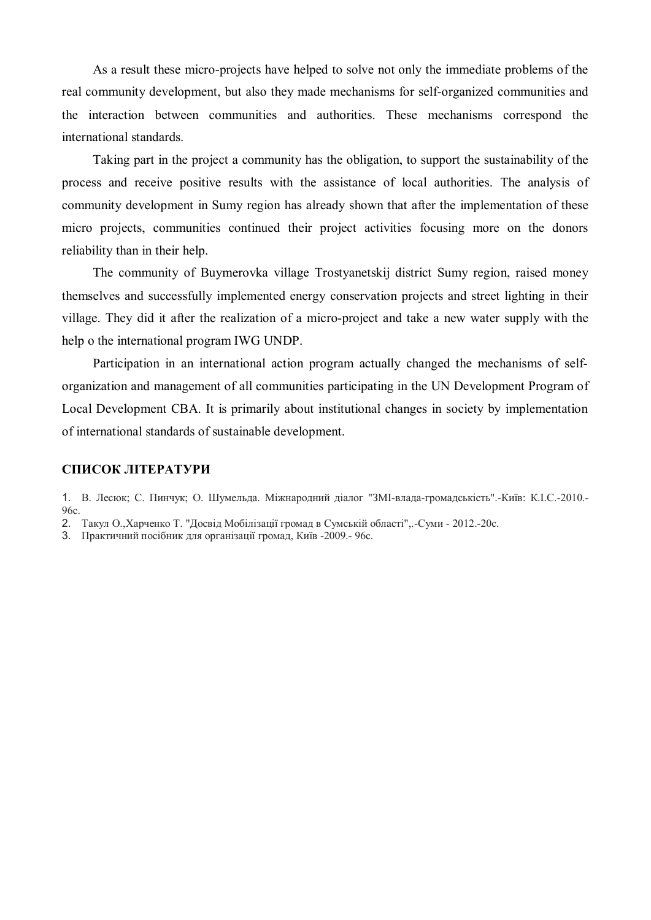As a result these micro-projects have helped to solve not only the immediate problems of the real community development, but also they made mechanisms for self-organized communities and the interaction between communities and authorities. These mechanisms correspond the international standards.

Taking part in the project a community has the obligation, to support the sustainability of the process and receive positive results with the assistance of local authorities. The analysis of community development in Sumy region has already shown that after the implementation of these micro projects, communities continued their project activities focusing more on the donors reliability than in their help.

The community of Buymerovka village Trostyanetskij district Sumy region, raised money themselves and successfully implemented energy conservation projects and street lighting in their village. They did it after the realization of a micro-project and take a new water supply with the help o the international program IWG UNDP.

Participation in an international action program actually changed the mechanisms of self-organization and management of all communities participating in the UN Development Program of Local Development CBA. It is primarily about institutional changes in society by implementation of international standards of sustainable development.

## СПИСОК ЛІТЕРАТУРИ

1. В. Лесюк; С. Пинчук; О. Шумельда. Міжнародний діалог "ЗМІ-влада-громадськість".-Київ: К.І.С.-2010.-96с.
2. Такул О.,Харченко Т. "Досвід Мобілізації громад в Сумській області",.-Суми - 2012.-20с.
3. Практичний посібник для організації громад, Київ -2009.- 96с.